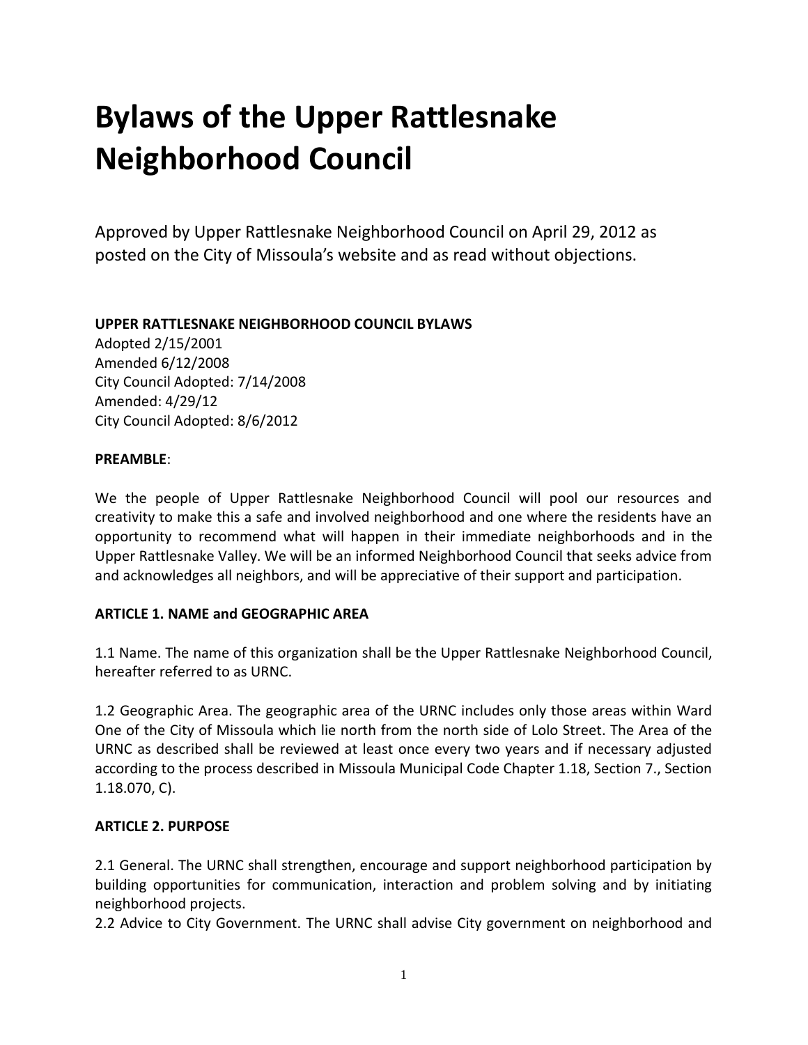# Bylaws of the Upper Rattlesnake Neighborhood Council

Approved by Upper Rattlesnake Neighborhood Council on April 29, 2012 as posted on the City of Missoula's website and as read without objections.

**UPPER RATTLESNAKE NEIGHBORHOOD COUNCIL BYLAWS**
Adopted 2/15/2001
Amended 6/12/2008
City Council Adopted: 7/14/2008
Amended: 4/29/12
City Council Adopted: 8/6/2012

**PREAMBLE**:

We the people of Upper Rattlesnake Neighborhood Council will pool our resources and creativity to make this a safe and involved neighborhood and one where the residents have an opportunity to recommend what will happen in their immediate neighborhoods and in the Upper Rattlesnake Valley. We will be an informed Neighborhood Council that seeks advice from and acknowledges all neighbors, and will be appreciative of their support and participation.

**ARTICLE 1. NAME and GEOGRAPHIC AREA**

1.1 Name. The name of this organization shall be the Upper Rattlesnake Neighborhood Council, hereafter referred to as URNC.

1.2 Geographic Area. The geographic area of the URNC includes only those areas within Ward One of the City of Missoula which lie north from the north side of Lolo Street. The Area of the URNC as described shall be reviewed at least once every two years and if necessary adjusted according to the process described in Missoula Municipal Code Chapter 1.18, Section 7., Section 1.18.070, C).

**ARTICLE 2. PURPOSE**

2.1 General. The URNC shall strengthen, encourage and support neighborhood participation by building opportunities for communication, interaction and problem solving and by initiating neighborhood projects.
2.2 Advice to City Government. The URNC shall advise City government on neighborhood and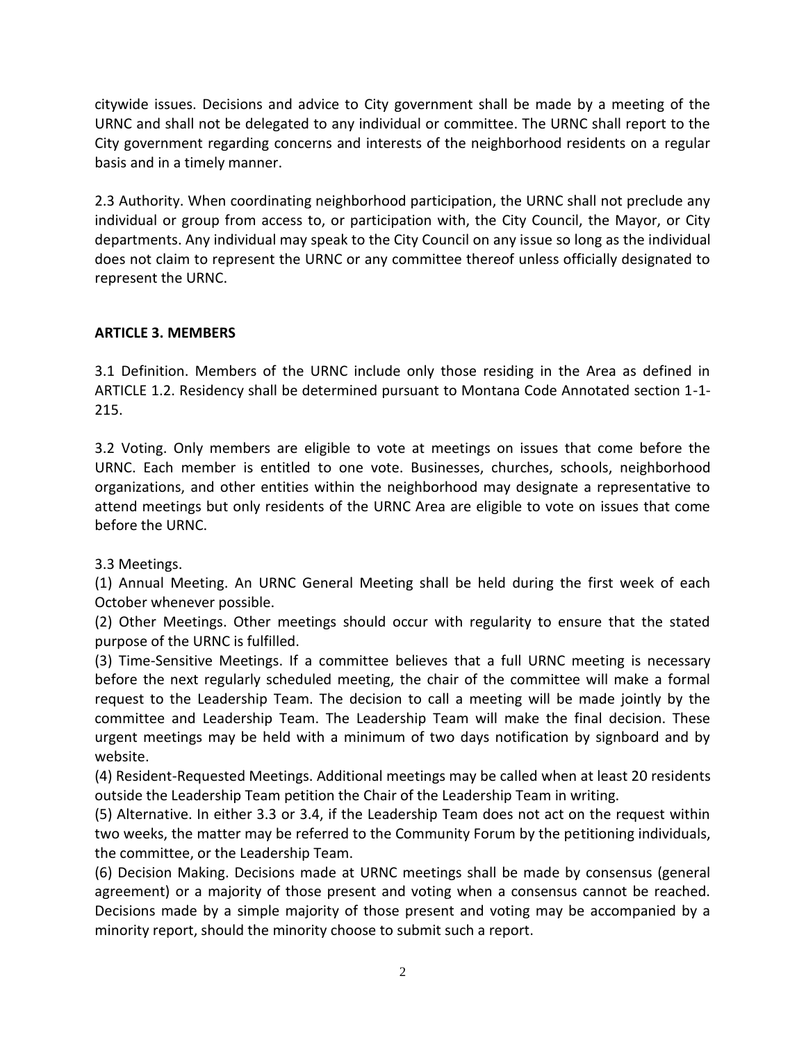citywide issues. Decisions and advice to City government shall be made by a meeting of the URNC and shall not be delegated to any individual or committee. The URNC shall report to the City government regarding concerns and interests of the neighborhood residents on a regular basis and in a timely manner.

2.3 Authority. When coordinating neighborhood participation, the URNC shall not preclude any individual or group from access to, or participation with, the City Council, the Mayor, or City departments. Any individual may speak to the City Council on any issue so long as the individual does not claim to represent the URNC or any committee thereof unless officially designated to represent the URNC.

## ARTICLE 3. MEMBERS

3.1 Definition. Members of the URNC include only those residing in the Area as defined in ARTICLE 1.2. Residency shall be determined pursuant to Montana Code Annotated section 1-1-215.

3.2 Voting. Only members are eligible to vote at meetings on issues that come before the URNC. Each member is entitled to one vote. Businesses, churches, schools, neighborhood organizations, and other entities within the neighborhood may designate a representative to attend meetings but only residents of the URNC Area are eligible to vote on issues that come before the URNC.

3.3 Meetings.

(1) Annual Meeting. An URNC General Meeting shall be held during the first week of each October whenever possible.

(2) Other Meetings. Other meetings should occur with regularity to ensure that the stated purpose of the URNC is fulfilled.

(3) Time-Sensitive Meetings. If a committee believes that a full URNC meeting is necessary before the next regularly scheduled meeting, the chair of the committee will make a formal request to the Leadership Team. The decision to call a meeting will be made jointly by the committee and Leadership Team. The Leadership Team will make the final decision. These urgent meetings may be held with a minimum of two days notification by signboard and by website.

(4) Resident-Requested Meetings. Additional meetings may be called when at least 20 residents outside the Leadership Team petition the Chair of the Leadership Team in writing.

(5) Alternative. In either 3.3 or 3.4, if the Leadership Team does not act on the request within two weeks, the matter may be referred to the Community Forum by the petitioning individuals, the committee, or the Leadership Team.

(6) Decision Making. Decisions made at URNC meetings shall be made by consensus (general agreement) or a majority of those present and voting when a consensus cannot be reached. Decisions made by a simple majority of those present and voting may be accompanied by a minority report, should the minority choose to submit such a report.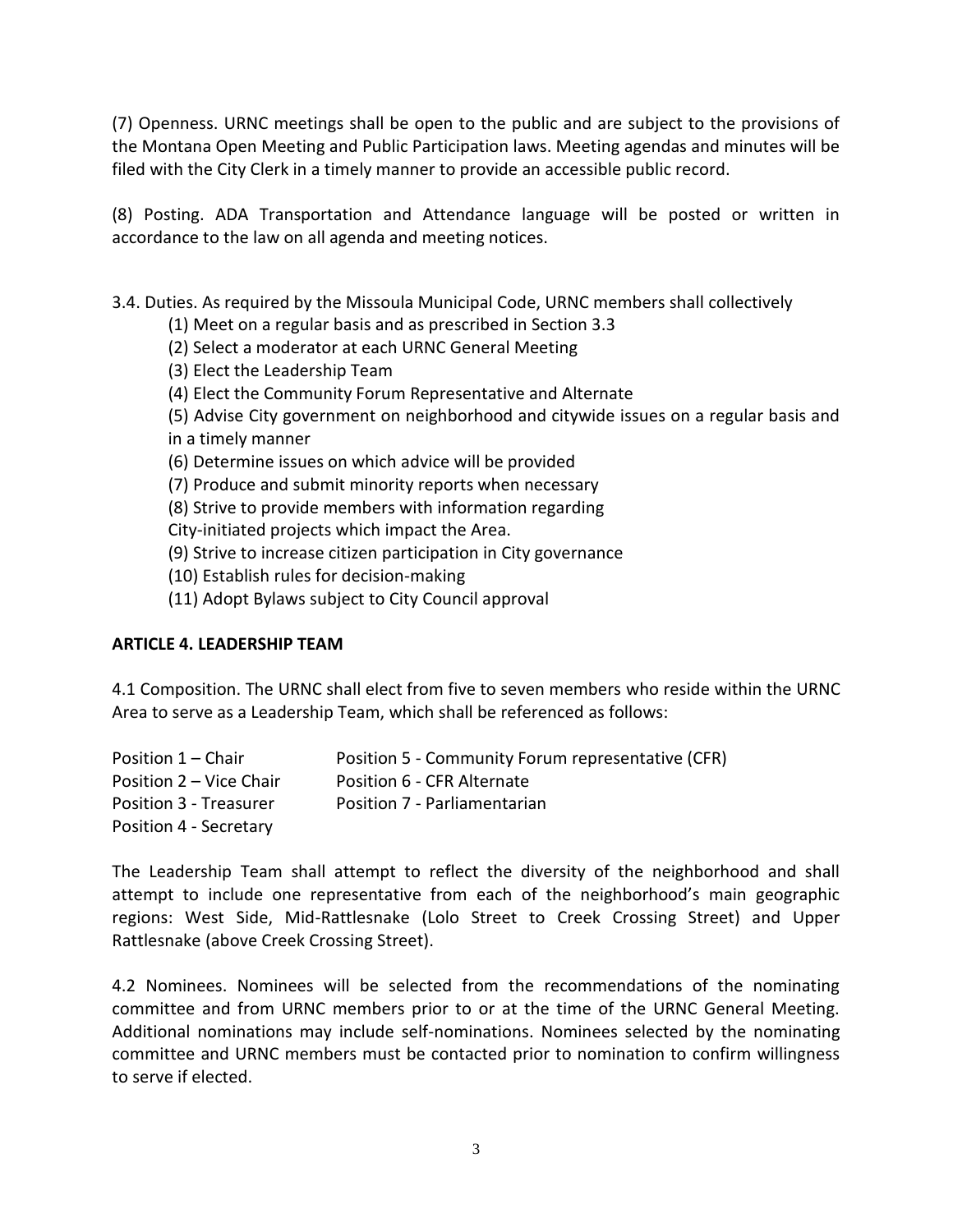(7) Openness. URNC meetings shall be open to the public and are subject to the provisions of the Montana Open Meeting and Public Participation laws. Meeting agendas and minutes will be filed with the City Clerk in a timely manner to provide an accessible public record.

(8) Posting. ADA Transportation and Attendance language will be posted or written in accordance to the law on all agenda and meeting notices.

3.4. Duties. As required by the Missoula Municipal Code, URNC members shall collectively

(1) Meet on a regular basis and as prescribed in Section 3.3
(2) Select a moderator at each URNC General Meeting
(3) Elect the Leadership Team
(4) Elect the Community Forum Representative and Alternate
(5) Advise City government on neighborhood and citywide issues on a regular basis and in a timely manner
(6) Determine issues on which advice will be provided
(7) Produce and submit minority reports when necessary
(8) Strive to provide members with information regarding City-initiated projects which impact the Area.
(9) Strive to increase citizen participation in City governance
(10) Establish rules for decision-making
(11) Adopt Bylaws subject to City Council approval

**ARTICLE 4. LEADERSHIP TEAM**

4.1 Composition. The URNC shall elect from five to seven members who reside within the URNC Area to serve as a Leadership Team, which shall be referenced as follows:

Position 1 – Chair
Position 2 – Vice Chair
Position 3 - Treasurer
Position 4 - Secretary
Position 5 - Community Forum representative (CFR)
Position 6 - CFR Alternate
Position 7 - Parliamentarian

The Leadership Team shall attempt to reflect the diversity of the neighborhood and shall attempt to include one representative from each of the neighborhood's main geographic regions: West Side, Mid-Rattlesnake (Lolo Street to Creek Crossing Street) and Upper Rattlesnake (above Creek Crossing Street).

4.2 Nominees. Nominees will be selected from the recommendations of the nominating committee and from URNC members prior to or at the time of the URNC General Meeting. Additional nominations may include self-nominations. Nominees selected by the nominating committee and URNC members must be contacted prior to nomination to confirm willingness to serve if elected.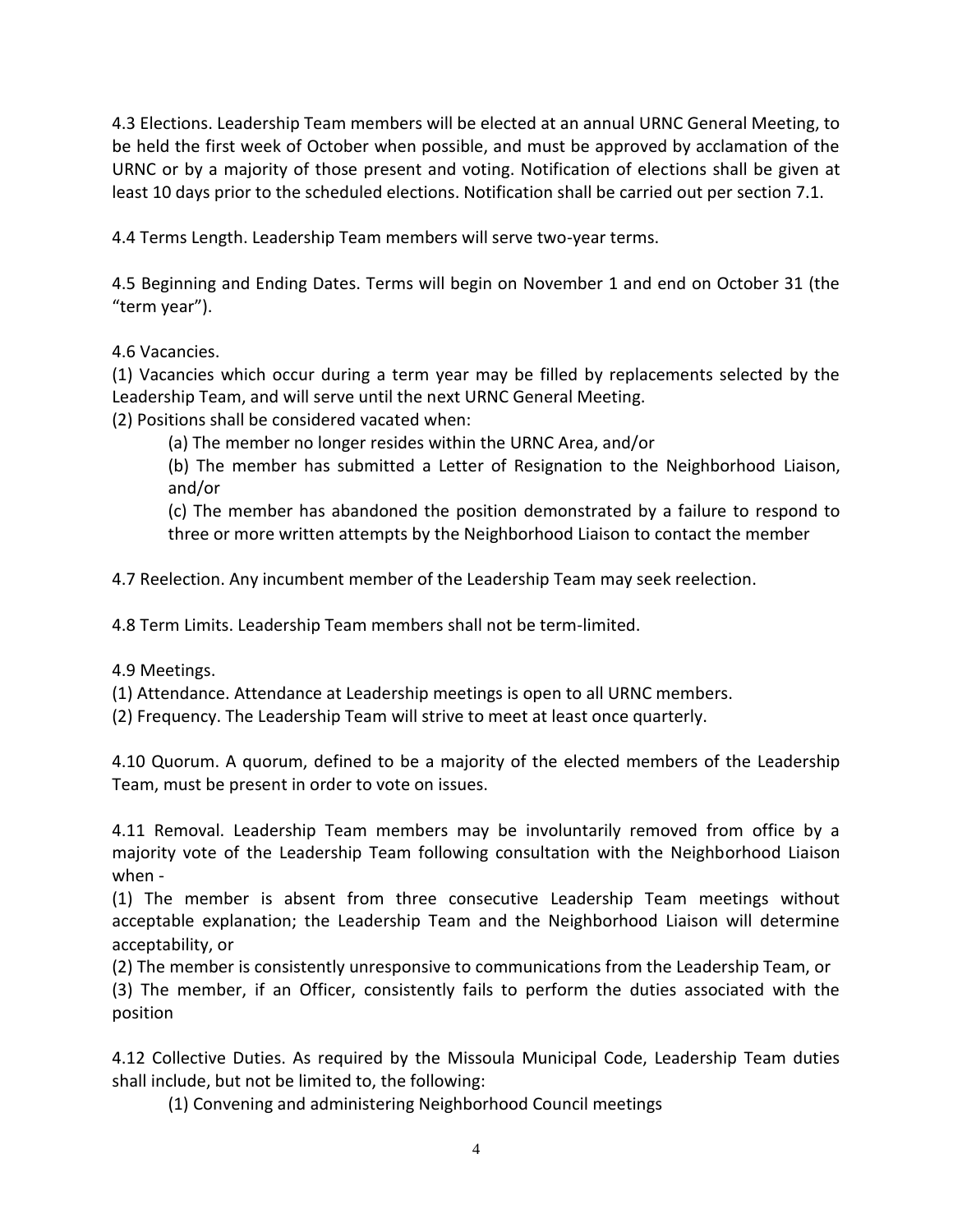4.3 Elections. Leadership Team members will be elected at an annual URNC General Meeting, to be held the first week of October when possible, and must be approved by acclamation of the URNC or by a majority of those present and voting. Notification of elections shall be given at least 10 days prior to the scheduled elections. Notification shall be carried out per section 7.1.

4.4 Terms Length. Leadership Team members will serve two-year terms.

4.5 Beginning and Ending Dates. Terms will begin on November 1 and end on October 31 (the "term year").

4.6 Vacancies.

(1) Vacancies which occur during a term year may be filled by replacements selected by the Leadership Team, and will serve until the next URNC General Meeting.

(2) Positions shall be considered vacated when:

> (a) The member no longer resides within the URNC Area, and/or
>
> (b) The member has submitted a Letter of Resignation to the Neighborhood Liaison, and/or
>
> (c) The member has abandoned the position demonstrated by a failure to respond to three or more written attempts by the Neighborhood Liaison to contact the member

4.7 Reelection. Any incumbent member of the Leadership Team may seek reelection.

4.8 Term Limits. Leadership Team members shall not be term-limited.

4.9 Meetings.

(1) Attendance. Attendance at Leadership meetings is open to all URNC members.

(2) Frequency. The Leadership Team will strive to meet at least once quarterly.

4.10 Quorum. A quorum, defined to be a majority of the elected members of the Leadership Team, must be present in order to vote on issues.

4.11 Removal. Leadership Team members may be involuntarily removed from office by a majority vote of the Leadership Team following consultation with the Neighborhood Liaison when -

(1) The member is absent from three consecutive Leadership Team meetings without acceptable explanation; the Leadership Team and the Neighborhood Liaison will determine acceptability, or

(2) The member is consistently unresponsive to communications from the Leadership Team, or

(3) The member, if an Officer, consistently fails to perform the duties associated with the position

4.12 Collective Duties. As required by the Missoula Municipal Code, Leadership Team duties shall include, but not be limited to, the following:

> (1) Convening and administering Neighborhood Council meetings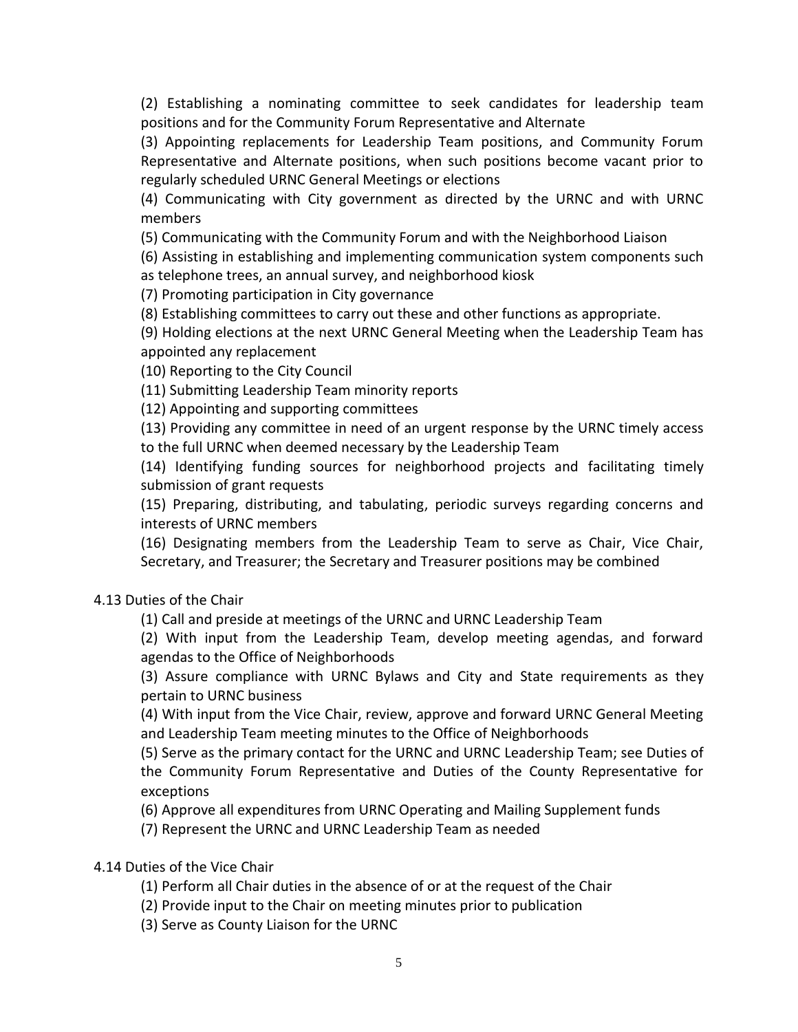(2) Establishing a nominating committee to seek candidates for leadership team positions and for the Community Forum Representative and Alternate

(3) Appointing replacements for Leadership Team positions, and Community Forum Representative and Alternate positions, when such positions become vacant prior to regularly scheduled URNC General Meetings or elections

(4) Communicating with City government as directed by the URNC and with URNC members

(5) Communicating with the Community Forum and with the Neighborhood Liaison

(6) Assisting in establishing and implementing communication system components such as telephone trees, an annual survey, and neighborhood kiosk

(7) Promoting participation in City governance

(8) Establishing committees to carry out these and other functions as appropriate.

(9) Holding elections at the next URNC General Meeting when the Leadership Team has appointed any replacement

(10) Reporting to the City Council

(11) Submitting Leadership Team minority reports

(12) Appointing and supporting committees

(13) Providing any committee in need of an urgent response by the URNC timely access to the full URNC when deemed necessary by the Leadership Team

(14) Identifying funding sources for neighborhood projects and facilitating timely submission of grant requests

(15) Preparing, distributing, and tabulating, periodic surveys regarding concerns and interests of URNC members

(16) Designating members from the Leadership Team to serve as Chair, Vice Chair, Secretary, and Treasurer; the Secretary and Treasurer positions may be combined

4.13 Duties of the Chair

(1) Call and preside at meetings of the URNC and URNC Leadership Team

(2) With input from the Leadership Team, develop meeting agendas, and forward agendas to the Office of Neighborhoods

(3) Assure compliance with URNC Bylaws and City and State requirements as they pertain to URNC business

(4) With input from the Vice Chair, review, approve and forward URNC General Meeting and Leadership Team meeting minutes to the Office of Neighborhoods

(5) Serve as the primary contact for the URNC and URNC Leadership Team; see Duties of the Community Forum Representative and Duties of the County Representative for exceptions

(6) Approve all expenditures from URNC Operating and Mailing Supplement funds

(7) Represent the URNC and URNC Leadership Team as needed

4.14 Duties of the Vice Chair

(1) Perform all Chair duties in the absence of or at the request of the Chair

(2) Provide input to the Chair on meeting minutes prior to publication

(3) Serve as County Liaison for the URNC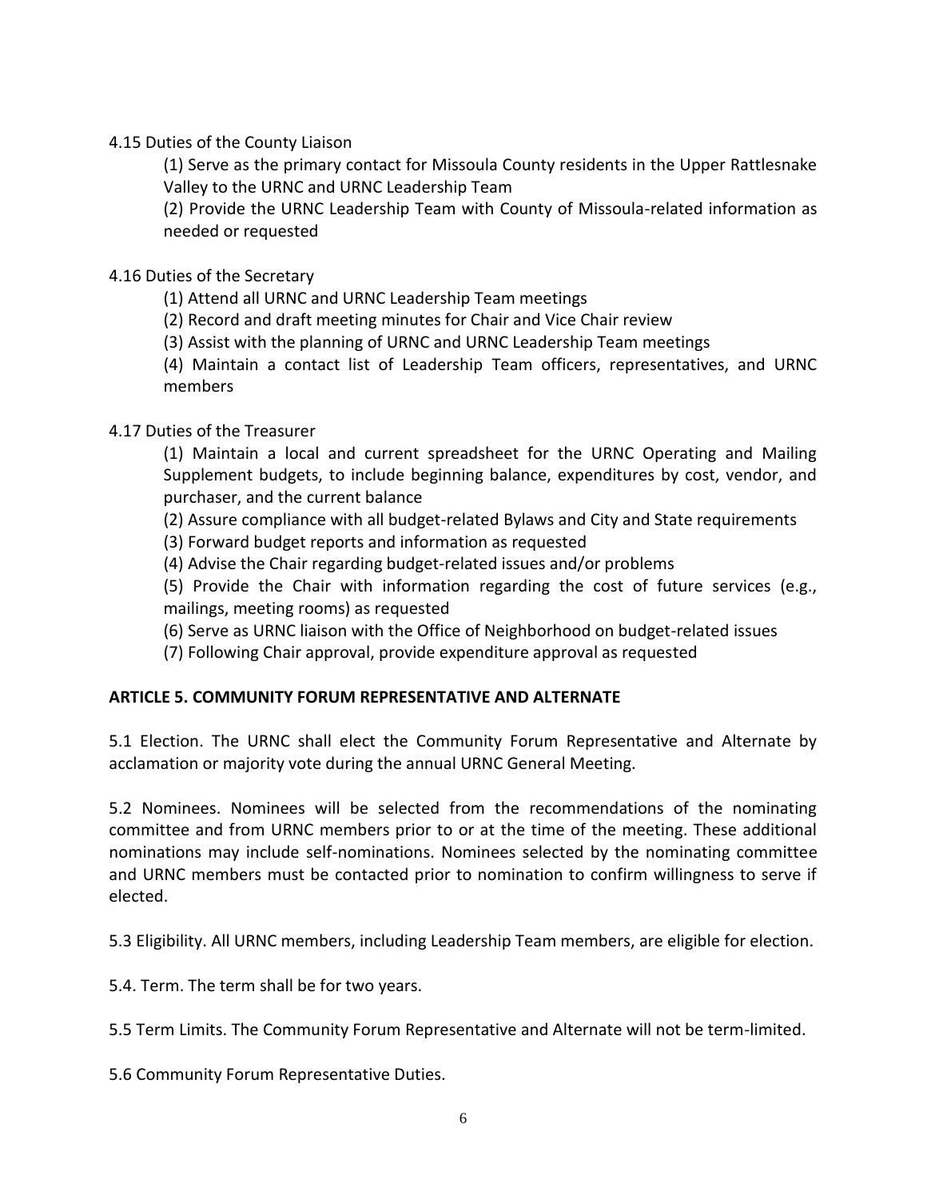4.15 Duties of the County Liaison

(1) Serve as the primary contact for Missoula County residents in the Upper Rattlesnake Valley to the URNC and URNC Leadership Team

(2) Provide the URNC Leadership Team with County of Missoula-related information as needed or requested

4.16 Duties of the Secretary

(1) Attend all URNC and URNC Leadership Team meetings

(2) Record and draft meeting minutes for Chair and Vice Chair review

(3) Assist with the planning of URNC and URNC Leadership Team meetings

(4) Maintain a contact list of Leadership Team officers, representatives, and URNC members

4.17 Duties of the Treasurer

(1) Maintain a local and current spreadsheet for the URNC Operating and Mailing Supplement budgets, to include beginning balance, expenditures by cost, vendor, and purchaser, and the current balance

(2) Assure compliance with all budget-related Bylaws and City and State requirements

(3) Forward budget reports and information as requested

(4) Advise the Chair regarding budget-related issues and/or problems

(5) Provide the Chair with information regarding the cost of future services (e.g., mailings, meeting rooms) as requested

(6) Serve as URNC liaison with the Office of Neighborhood on budget-related issues

(7) Following Chair approval, provide expenditure approval as requested

**ARTICLE 5. COMMUNITY FORUM REPRESENTATIVE AND ALTERNATE**

5.1 Election. The URNC shall elect the Community Forum Representative and Alternate by acclamation or majority vote during the annual URNC General Meeting.

5.2 Nominees. Nominees will be selected from the recommendations of the nominating committee and from URNC members prior to or at the time of the meeting. These additional nominations may include self-nominations. Nominees selected by the nominating committee and URNC members must be contacted prior to nomination to confirm willingness to serve if elected.

5.3 Eligibility. All URNC members, including Leadership Team members, are eligible for election.

5.4. Term. The term shall be for two years.

5.5 Term Limits. The Community Forum Representative and Alternate will not be term-limited.

5.6 Community Forum Representative Duties.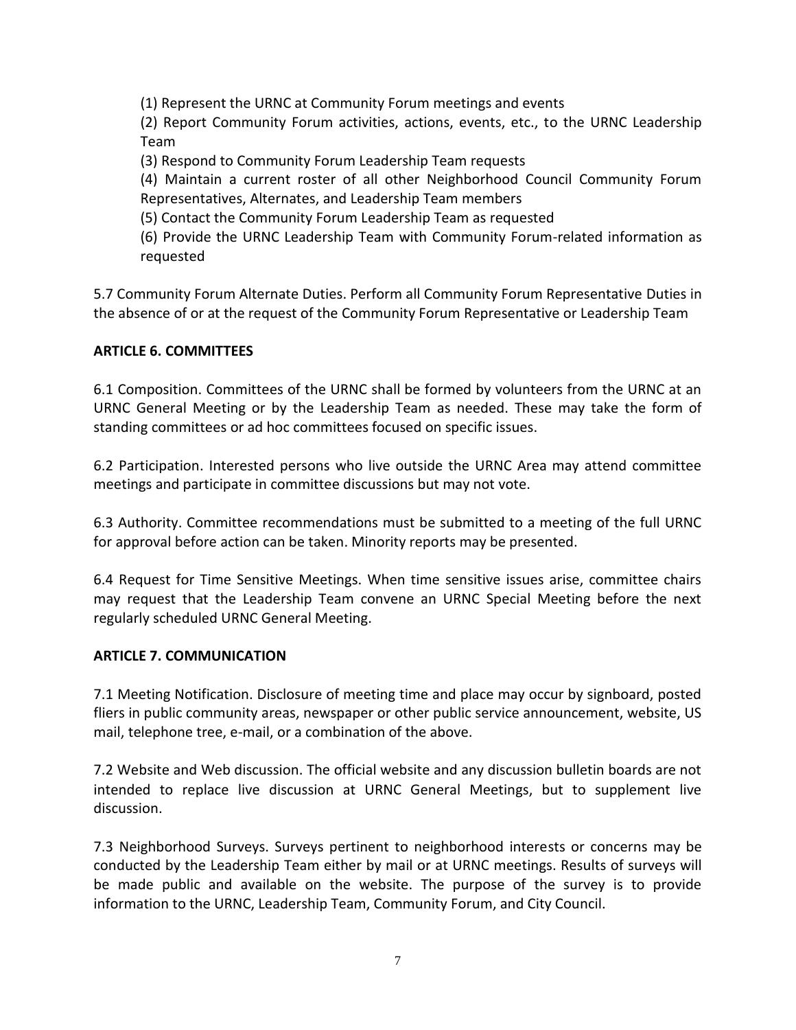(1) Represent the URNC at Community Forum meetings and events

(2) Report Community Forum activities, actions, events, etc., to the URNC Leadership Team

(3) Respond to Community Forum Leadership Team requests

(4) Maintain a current roster of all other Neighborhood Council Community Forum Representatives, Alternates, and Leadership Team members

(5) Contact the Community Forum Leadership Team as requested

(6) Provide the URNC Leadership Team with Community Forum-related information as requested

5.7 Community Forum Alternate Duties. Perform all Community Forum Representative Duties in the absence of or at the request of the Community Forum Representative or Leadership Team

**ARTICLE 6. COMMITTEES**

6.1 Composition. Committees of the URNC shall be formed by volunteers from the URNC at an URNC General Meeting or by the Leadership Team as needed. These may take the form of standing committees or ad hoc committees focused on specific issues.

6.2 Participation. Interested persons who live outside the URNC Area may attend committee meetings and participate in committee discussions but may not vote.

6.3 Authority. Committee recommendations must be submitted to a meeting of the full URNC for approval before action can be taken. Minority reports may be presented.

6.4 Request for Time Sensitive Meetings. When time sensitive issues arise, committee chairs may request that the Leadership Team convene an URNC Special Meeting before the next regularly scheduled URNC General Meeting.

**ARTICLE 7. COMMUNICATION**

7.1 Meeting Notification. Disclosure of meeting time and place may occur by signboard, posted fliers in public community areas, newspaper or other public service announcement, website, US mail, telephone tree, e-mail, or a combination of the above.

7.2 Website and Web discussion. The official website and any discussion bulletin boards are not intended to replace live discussion at URNC General Meetings, but to supplement live discussion.

7.3 Neighborhood Surveys. Surveys pertinent to neighborhood interests or concerns may be conducted by the Leadership Team either by mail or at URNC meetings. Results of surveys will be made public and available on the website. The purpose of the survey is to provide information to the URNC, Leadership Team, Community Forum, and City Council.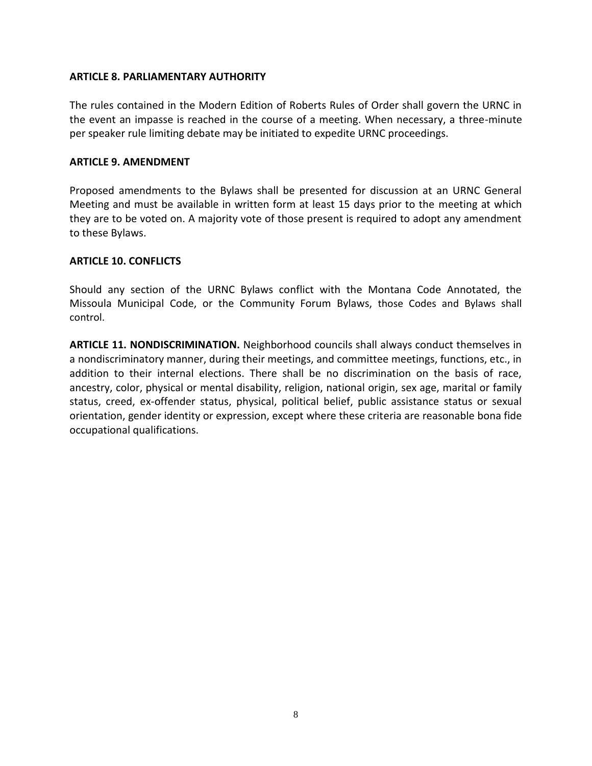**ARTICLE 8. PARLIAMENTARY AUTHORITY**

The rules contained in the Modern Edition of Roberts Rules of Order shall govern the URNC in the event an impasse is reached in the course of a meeting. When necessary, a three-minute per speaker rule limiting debate may be initiated to expedite URNC proceedings.

**ARTICLE 9. AMENDMENT**

Proposed amendments to the Bylaws shall be presented for discussion at an URNC General Meeting and must be available in written form at least 15 days prior to the meeting at which they are to be voted on. A majority vote of those present is required to adopt any amendment to these Bylaws.

**ARTICLE 10. CONFLICTS**

Should any section of the URNC Bylaws conflict with the Montana Code Annotated, the Missoula Municipal Code, or the Community Forum Bylaws, those Codes and Bylaws shall control.

**ARTICLE 11. NONDISCRIMINATION.** Neighborhood councils shall always conduct themselves in a nondiscriminatory manner, during their meetings, and committee meetings, functions, etc., in addition to their internal elections. There shall be no discrimination on the basis of race, ancestry, color, physical or mental disability, religion, national origin, sex age, marital or family status, creed, ex-offender status, physical, political belief, public assistance status or sexual orientation, gender identity or expression, except where these criteria are reasonable bona fide occupational qualifications.